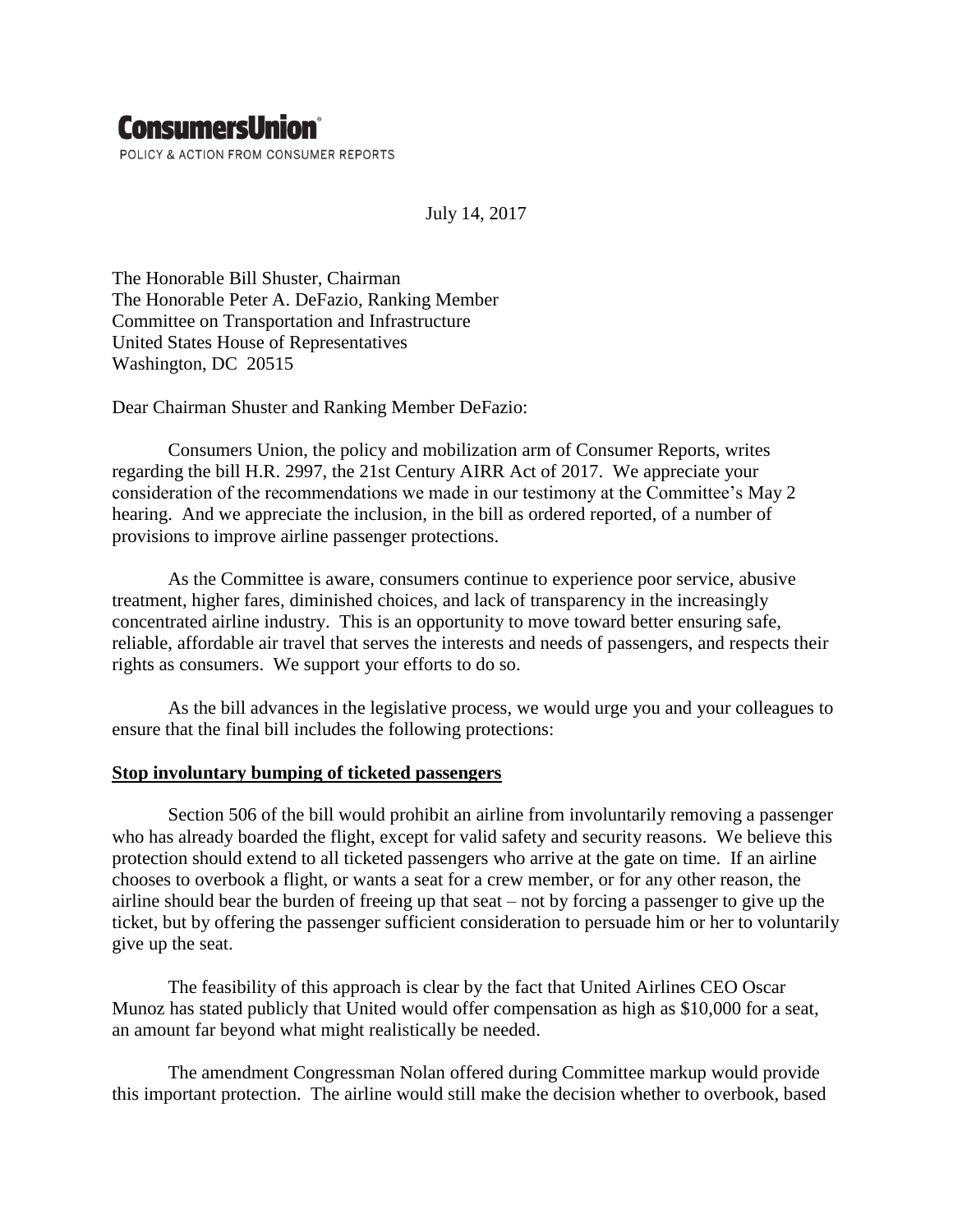# ConsumersUnion

POLICY & ACTION FROM CONSUMER REPORTS

July 14, 2017

The Honorable Bill Shuster, Chairman
The Honorable Peter A. DeFazio, Ranking Member
Committee on Transportation and Infrastructure
United States House of Representatives
Washington, DC 20515

Dear Chairman Shuster and Ranking Member DeFazio:

Consumers Union, the policy and mobilization arm of Consumer Reports, writes regarding the bill H.R. 2997, the 21st Century AIRR Act of 2017. We appreciate your consideration of the recommendations we made in our testimony at the Committee's May 2 hearing. And we appreciate the inclusion, in the bill as ordered reported, of a number of provisions to improve airline passenger protections.

As the Committee is aware, consumers continue to experience poor service, abusive treatment, higher fares, diminished choices, and lack of transparency in the increasingly concentrated airline industry. This is an opportunity to move toward better ensuring safe, reliable, affordable air travel that serves the interests and needs of passengers, and respects their rights as consumers. We support your efforts to do so.

As the bill advances in the legislative process, we would urge you and your colleagues to ensure that the final bill includes the following protections:

**Stop involuntary bumping of ticketed passengers**

Section 506 of the bill would prohibit an airline from involuntarily removing a passenger who has already boarded the flight, except for valid safety and security reasons. We believe this protection should extend to all ticketed passengers who arrive at the gate on time. If an airline chooses to overbook a flight, or wants a seat for a crew member, or for any other reason, the airline should bear the burden of freeing up that seat – not by forcing a passenger to give up the ticket, but by offering the passenger sufficient consideration to persuade him or her to voluntarily give up the seat.

The feasibility of this approach is clear by the fact that United Airlines CEO Oscar Munoz has stated publicly that United would offer compensation as high as $10,000 for a seat, an amount far beyond what might realistically be needed.

The amendment Congressman Nolan offered during Committee markup would provide this important protection. The airline would still make the decision whether to overbook, based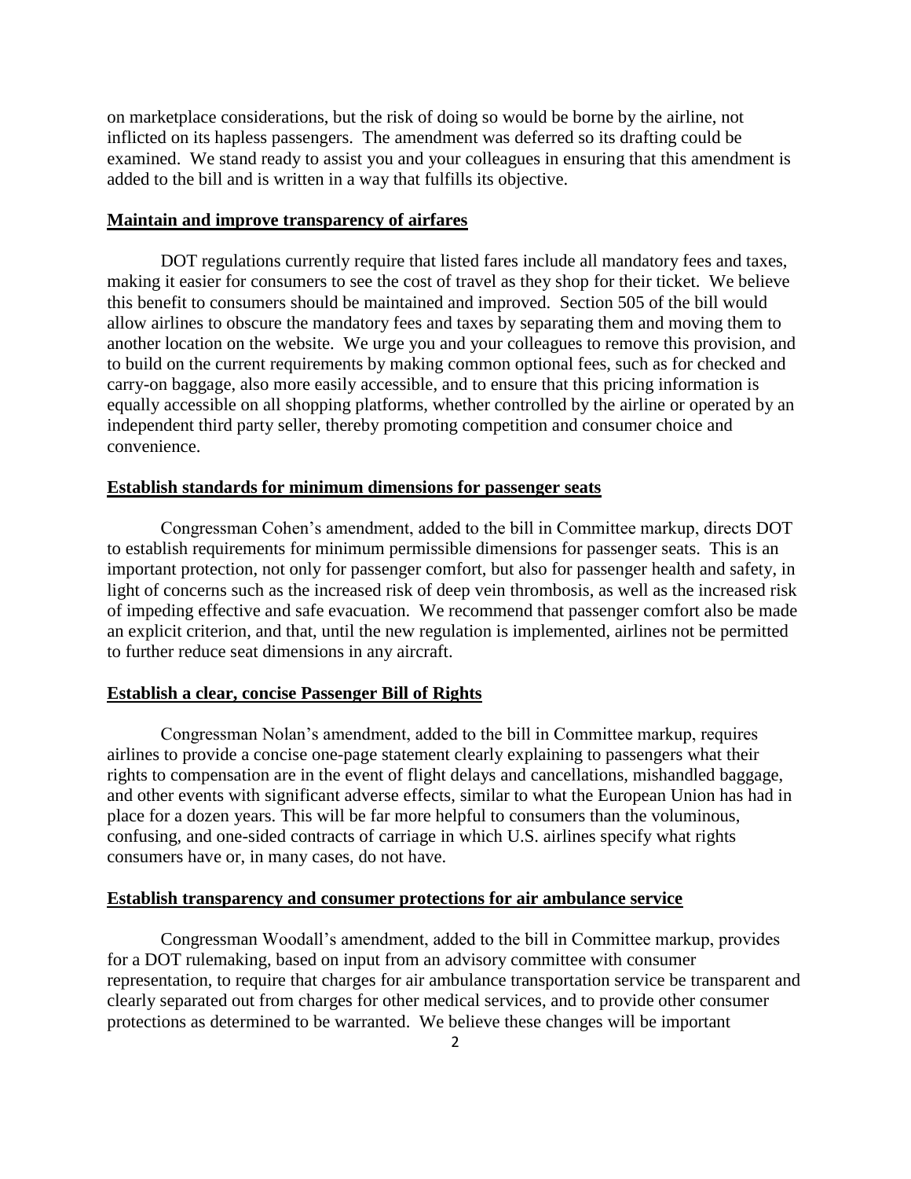on marketplace considerations, but the risk of doing so would be borne by the airline, not inflicted on its hapless passengers. The amendment was deferred so its drafting could be examined. We stand ready to assist you and your colleagues in ensuring that this amendment is added to the bill and is written in a way that fulfills its objective.

**Maintain and improve transparency of airfares**

DOT regulations currently require that listed fares include all mandatory fees and taxes, making it easier for consumers to see the cost of travel as they shop for their ticket. We believe this benefit to consumers should be maintained and improved. Section 505 of the bill would allow airlines to obscure the mandatory fees and taxes by separating them and moving them to another location on the website. We urge you and your colleagues to remove this provision, and to build on the current requirements by making common optional fees, such as for checked and carry-on baggage, also more easily accessible, and to ensure that this pricing information is equally accessible on all shopping platforms, whether controlled by the airline or operated by an independent third party seller, thereby promoting competition and consumer choice and convenience.

**Establish standards for minimum dimensions for passenger seats**

Congressman Cohen's amendment, added to the bill in Committee markup, directs DOT to establish requirements for minimum permissible dimensions for passenger seats. This is an important protection, not only for passenger comfort, but also for passenger health and safety, in light of concerns such as the increased risk of deep vein thrombosis, as well as the increased risk of impeding effective and safe evacuation. We recommend that passenger comfort also be made an explicit criterion, and that, until the new regulation is implemented, airlines not be permitted to further reduce seat dimensions in any aircraft.

**Establish a clear, concise Passenger Bill of Rights**

Congressman Nolan's amendment, added to the bill in Committee markup, requires airlines to provide a concise one-page statement clearly explaining to passengers what their rights to compensation are in the event of flight delays and cancellations, mishandled baggage, and other events with significant adverse effects, similar to what the European Union has had in place for a dozen years. This will be far more helpful to consumers than the voluminous, confusing, and one-sided contracts of carriage in which U.S. airlines specify what rights consumers have or, in many cases, do not have.

**Establish transparency and consumer protections for air ambulance service**

Congressman Woodall's amendment, added to the bill in Committee markup, provides for a DOT rulemaking, based on input from an advisory committee with consumer representation, to require that charges for air ambulance transportation service be transparent and clearly separated out from charges for other medical services, and to provide other consumer protections as determined to be warranted. We believe these changes will be important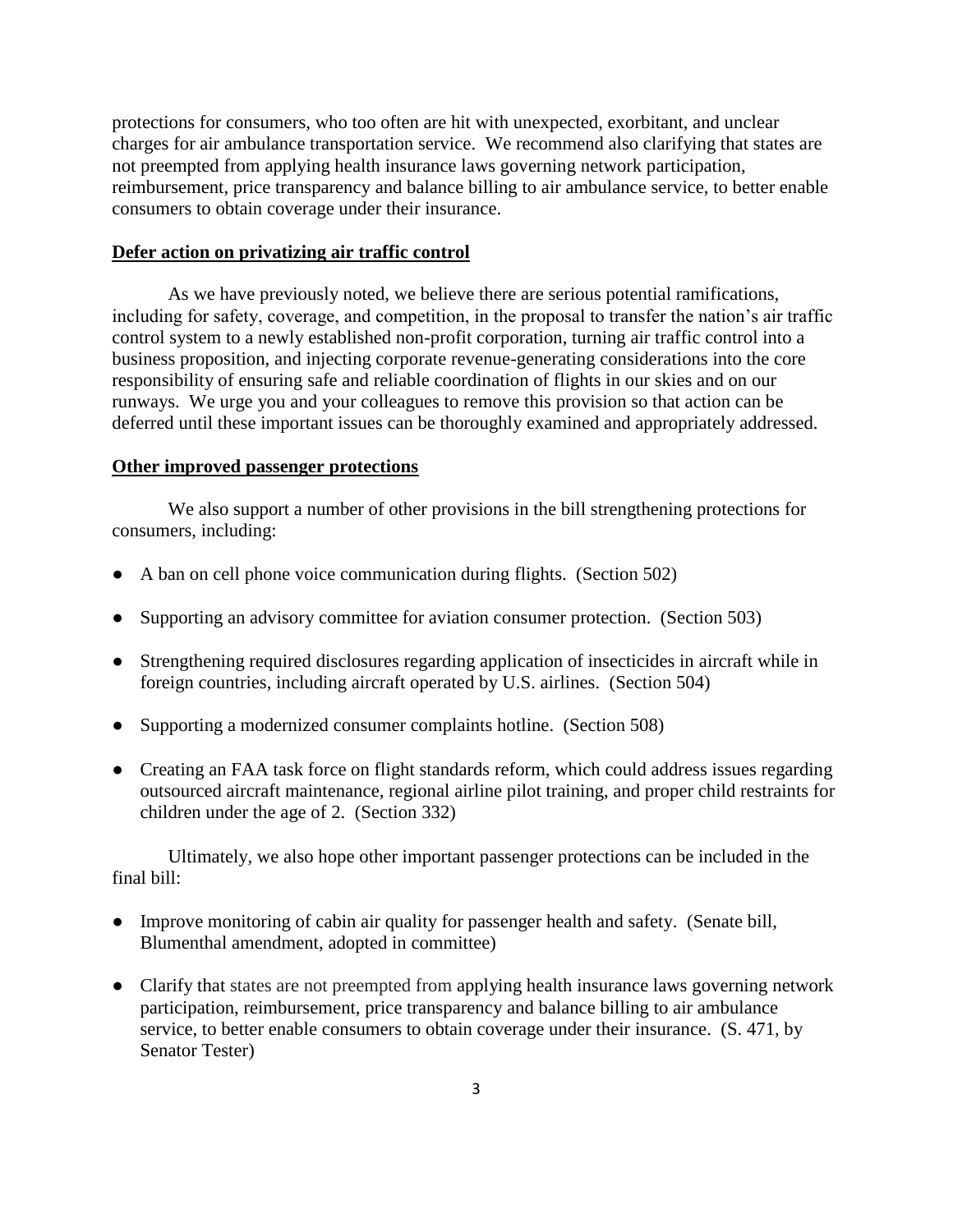protections for consumers, who too often are hit with unexpected, exorbitant, and unclear charges for air ambulance transportation service. We recommend also clarifying that states are not preempted from applying health insurance laws governing network participation, reimbursement, price transparency and balance billing to air ambulance service, to better enable consumers to obtain coverage under their insurance.

**Defer action on privatizing air traffic control**

As we have previously noted, we believe there are serious potential ramifications, including for safety, coverage, and competition, in the proposal to transfer the nation's air traffic control system to a newly established non-profit corporation, turning air traffic control into a business proposition, and injecting corporate revenue-generating considerations into the core responsibility of ensuring safe and reliable coordination of flights in our skies and on our runways. We urge you and your colleagues to remove this provision so that action can be deferred until these important issues can be thoroughly examined and appropriately addressed.

**Other improved passenger protections**

We also support a number of other provisions in the bill strengthening protections for consumers, including:

- A ban on cell phone voice communication during flights. (Section 502)
- Supporting an advisory committee for aviation consumer protection. (Section 503)
- Strengthening required disclosures regarding application of insecticides in aircraft while in foreign countries, including aircraft operated by U.S. airlines. (Section 504)
- Supporting a modernized consumer complaints hotline. (Section 508)
- Creating an FAA task force on flight standards reform, which could address issues regarding outsourced aircraft maintenance, regional airline pilot training, and proper child restraints for children under the age of 2. (Section 332)

Ultimately, we also hope other important passenger protections can be included in the final bill:

- Improve monitoring of cabin air quality for passenger health and safety. (Senate bill, Blumenthal amendment, adopted in committee)
- Clarify that states are not preempted from applying health insurance laws governing network participation, reimbursement, price transparency and balance billing to air ambulance service, to better enable consumers to obtain coverage under their insurance. (S. 471, by Senator Tester)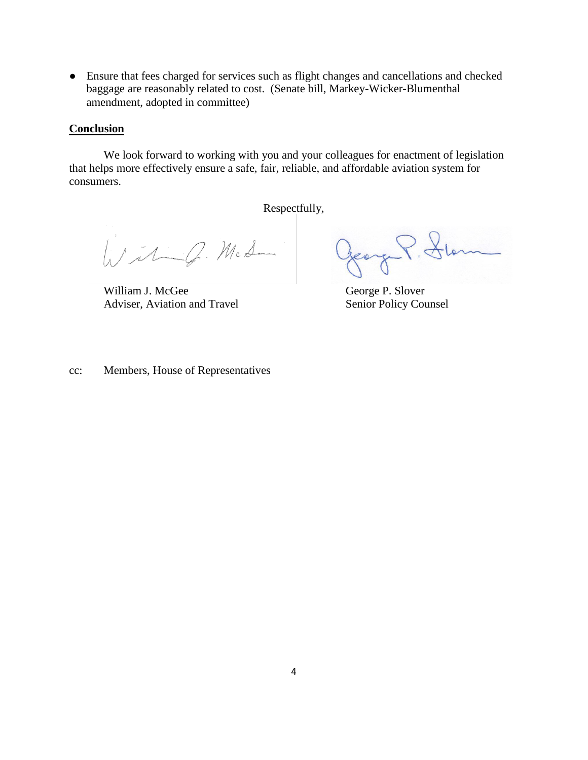- Ensure that fees charged for services such as flight changes and cancellations and checked baggage are reasonably related to cost. (Senate bill, Markey-Wicker-Blumenthal amendment, adopted in committee)

**Conclusion**

We look forward to working with you and your colleagues for enactment of legislation that helps more effectively ensure a safe, fair, reliable, and affordable aviation system for consumers.

Respectfully,

William J. McGee
Adviser, Aviation and Travel

George P. Slover
Senior Policy Counsel

cc: Members, House of Representatives